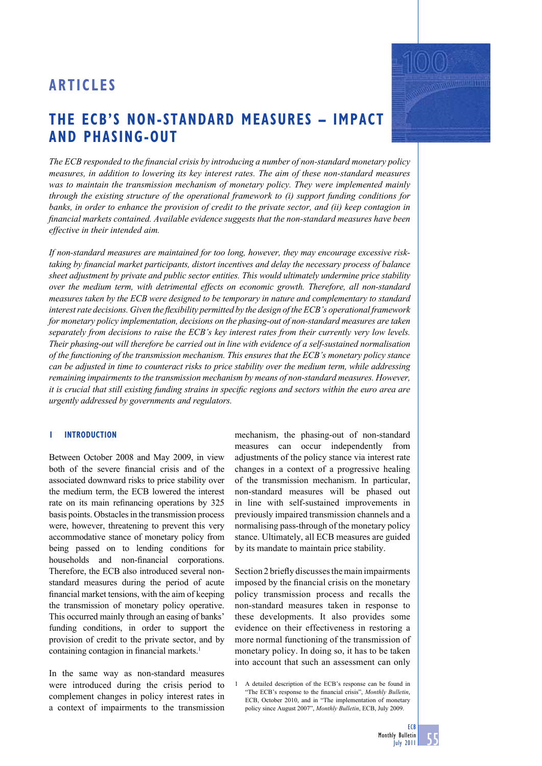# ARTICLES

## THE ECB'S NON-STANDARD MEASURES – IMPACT AND PHASING-OUT

*The ECB responded to the financial crisis by introducing a number of non-standard monetary policy measures, in addition to lowering its key interest rates. The aim of these non-standard measures was to maintain the transmission mechanism of monetary policy. They were implemented mainly through the existing structure of the operational framework to (i) support funding conditions for banks, in order to enhance the provision of credit to the private sector, and (ii) keep contagion in financial markets contained. Available evidence suggests that the non-standard measures have been effective in their intended aim.*

*If non-standard measures are maintained for too long, however, they may encourage excessive risk-taking by financial market participants, distort incentives and delay the necessary process of balance sheet adjustment by private and public sector entities. This would ultimately undermine price stability over the medium term, with detrimental effects on economic growth. Therefore, all non-standard measures taken by the ECB were designed to be temporary in nature and complementary to standard interest rate decisions. Given the flexibility permitted by the design of the ECB's operational framework for monetary policy implementation, decisions on the phasing-out of non-standard measures are taken separately from decisions to raise the ECB's key interest rates from their currently very low levels. Their phasing-out will therefore be carried out in line with evidence of a self-sustained normalisation of the functioning of the transmission mechanism. This ensures that the ECB's monetary policy stance can be adjusted in time to counteract risks to price stability over the medium term, while addressing remaining impairments to the transmission mechanism by means of non-standard measures. However, it is crucial that still existing funding strains in specific regions and sectors within the euro area are urgently addressed by governments and regulators.*

### 1 INTRODUCTION

Between October 2008 and May 2009, in view both of the severe financial crisis and of the associated downward risks to price stability over the medium term, the ECB lowered the interest rate on its main refinancing operations by 325 basis points. Obstacles in the transmission process were, however, threatening to prevent this very accommodative stance of monetary policy from being passed on to lending conditions for households and non-financial corporations. Therefore, the ECB also introduced several non-standard measures during the period of acute financial market tensions, with the aim of keeping the transmission of monetary policy operative. This occurred mainly through an easing of banks' funding conditions, in order to support the provision of credit to the private sector, and by containing contagion in financial markets.[1]

In the same way as non-standard measures were introduced during the crisis period to complement changes in policy interest rates in a context of impairments to the transmission mechanism, the phasing-out of non-standard measures can occur independently from adjustments of the policy stance via interest rate changes in a context of a progressive healing of the transmission mechanism. In particular, non-standard measures will be phased out in line with self-sustained improvements in previously impaired transmission channels and a normalising pass-through of the monetary policy stance. Ultimately, all ECB measures are guided by its mandate to maintain price stability.

Section 2 briefly discusses the main impairments imposed by the financial crisis on the monetary policy transmission process and recalls the non-standard measures taken in response to these developments. It also provides some evidence on their effectiveness in restoring a more normal functioning of the transmission of monetary policy. In doing so, it has to be taken into account that such an assessment can only

[1] A detailed description of the ECB's response can be found in "The ECB's response to the financial crisis", *Monthly Bulletin*, ECB, October 2010, and in "The implementation of monetary policy since August 2007", *Monthly Bulletin*, ECB, July 2009.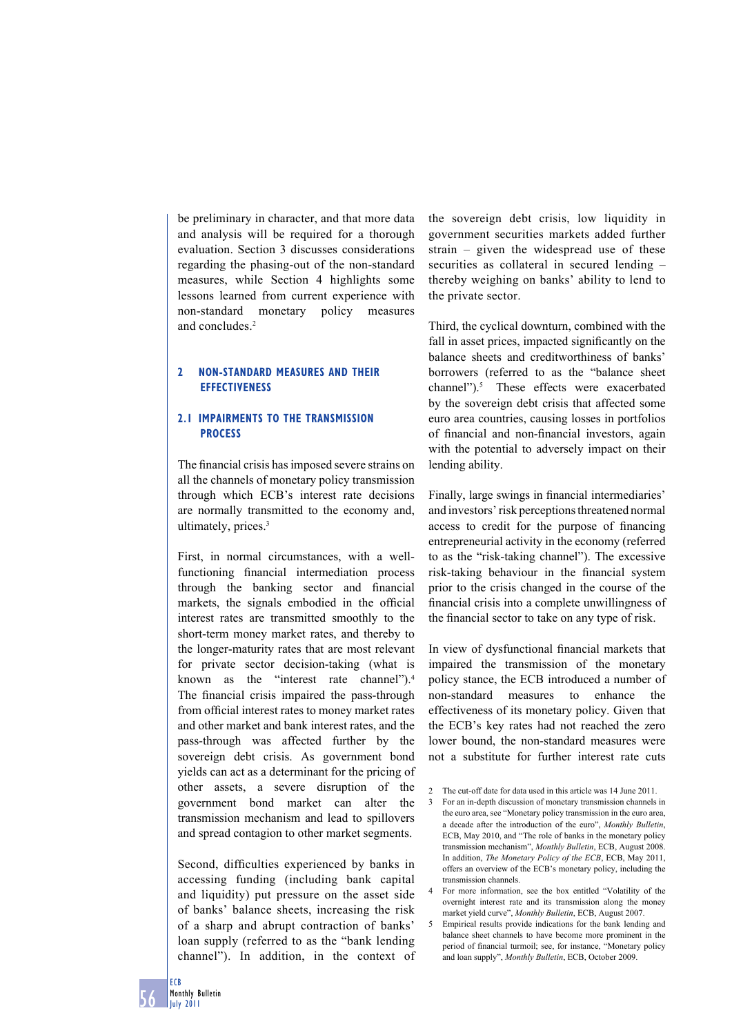be preliminary in character, and that more data and analysis will be required for a thorough evaluation. Section 3 discusses considerations regarding the phasing-out of the non-standard measures, while Section 4 highlights some lessons learned from current experience with non-standard monetary policy measures and concludes.[2]

## 2 NON-STANDARD MEASURES AND THEIR EFFECTIVENESS

### 2.1 IMPAIRMENTS TO THE TRANSMISSION PROCESS

The financial crisis has imposed severe strains on all the channels of monetary policy transmission through which ECB's interest rate decisions are normally transmitted to the economy and, ultimately, prices.[3]

First, in normal circumstances, with a well-functioning financial intermediation process through the banking sector and financial markets, the signals embodied in the official interest rates are transmitted smoothly to the short-term money market rates, and thereby to the longer-maturity rates that are most relevant for private sector decision-taking (what is known as the "interest rate channel").[4] The financial crisis impaired the pass-through from official interest rates to money market rates and other market and bank interest rates, and the pass-through was affected further by the sovereign debt crisis. As government bond yields can act as a determinant for the pricing of other assets, a severe disruption of the government bond market can alter the transmission mechanism and lead to spillovers and spread contagion to other market segments.

Second, difficulties experienced by banks in accessing funding (including bank capital and liquidity) put pressure on the asset side of banks' balance sheets, increasing the risk of a sharp and abrupt contraction of banks' loan supply (referred to as the "bank lending channel"). In addition, in the context of the sovereign debt crisis, low liquidity in government securities markets added further strain – given the widespread use of these securities as collateral in secured lending – thereby weighing on banks' ability to lend to the private sector.

Third, the cyclical downturn, combined with the fall in asset prices, impacted significantly on the balance sheets and creditworthiness of banks' borrowers (referred to as the "balance sheet channel").[5] These effects were exacerbated by the sovereign debt crisis that affected some euro area countries, causing losses in portfolios of financial and non-financial investors, again with the potential to adversely impact on their lending ability.

Finally, large swings in financial intermediaries' and investors' risk perceptions threatened normal access to credit for the purpose of financing entrepreneurial activity in the economy (referred to as the "risk-taking channel"). The excessive risk-taking behaviour in the financial system prior to the crisis changed in the course of the financial crisis into a complete unwillingness of the financial sector to take on any type of risk.

In view of dysfunctional financial markets that impaired the transmission of the monetary policy stance, the ECB introduced a number of non-standard measures to enhance the effectiveness of its monetary policy. Given that the ECB's key rates had not reached the zero lower bound, the non-standard measures were not a substitute for further interest rate cuts

---

2 The cut-off date for data used in this article was 14 June 2011.

3 For an in-depth discussion of monetary transmission channels in the euro area, see "Monetary policy transmission in the euro area, a decade after the introduction of the euro", *Monthly Bulletin*, ECB, May 2010, and "The role of banks in the monetary policy transmission mechanism", *Monthly Bulletin*, ECB, August 2008. In addition, *The Monetary Policy of the ECB*, ECB, May 2011, offers an overview of the ECB's monetary policy, including the transmission channels.

4 For more information, see the box entitled "Volatility of the overnight interest rate and its transmission along the money market yield curve", *Monthly Bulletin*, ECB, August 2007.

5 Empirical results provide indications for the bank lending and balance sheet channels to have become more prominent in the period of financial turmoil; see, for instance, "Monetary policy and loan supply", *Monthly Bulletin*, ECB, October 2009.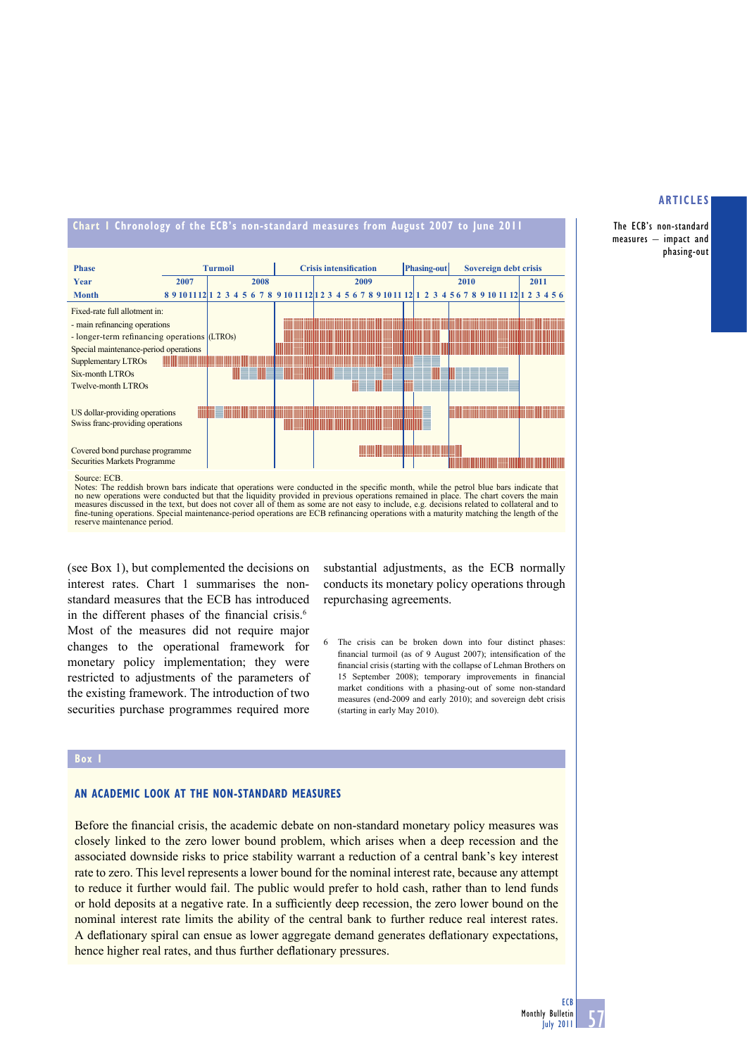**Chart 1 Chronology of the ECB's non-standard measures from August 2007 to June 2011**

| Phase | Turmoil | Crisis intensification | Phasing-out | Sovereign debt crisis |
|---|---|---|---|---|
| Year | 2007–2008 | 2008–2009 | 2009–2010 | 2010–2011 |

Measures shown (by month, 8/2007 to 6/2011):

- Fixed-rate full allotment in:
  - main refinancing operations
  - longer-term refinancing operations (LTROs)
- Special maintenance-period operations
- Supplementary LTROs
- Six-month LTROs
- Twelve-month LTROs
- US dollar-providing operations
- Swiss franc-providing operations
- Covered bond purchase programme
- Securities Markets Programme

Source: ECB.
Notes: The reddish brown bars indicate that operations were conducted in the specific month, while the petrol blue bars indicate that no new operations were conducted but that the liquidity provided in previous operations remained in place. The chart covers the main measures discussed in the text, but does not cover all of them as some are not easy to include, e.g. decisions related to collateral and to fine-tuning operations. Special maintenance-period operations are ECB refinancing operations with a maturity matching the length of the reserve maintenance period.

(see Box 1), but complemented the decisions on interest rates. Chart 1 summarises the non-standard measures that the ECB has introduced in the different phases of the financial crisis.[6] Most of the measures did not require major changes to the operational framework for monetary policy implementation; they were restricted to adjustments of the parameters of the existing framework. The introduction of two securities purchase programmes required more substantial adjustments, as the ECB normally conducts its monetary policy operations through repurchasing agreements.

6 The crisis can be broken down into four distinct phases: financial turmoil (as of 9 August 2007); intensification of the financial crisis (starting with the collapse of Lehman Brothers on 15 September 2008); temporary improvements in financial market conditions with a phasing-out of some non-standard measures (end-2009 and early 2010); and sovereign debt crisis (starting in early May 2010).

## Box 1

### AN ACADEMIC LOOK AT THE NON-STANDARD MEASURES

Before the financial crisis, the academic debate on non-standard monetary policy measures was closely linked to the zero lower bound problem, which arises when a deep recession and the associated downside risks to price stability warrant a reduction of a central bank's key interest rate to zero. This level represents a lower bound for the nominal interest rate, because any attempt to reduce it further would fail. The public would prefer to hold cash, rather than to lend funds or hold deposits at a negative rate. In a sufficiently deep recession, the zero lower bound on the nominal interest rate limits the ability of the central bank to further reduce real interest rates. A deflationary spiral can ensue as lower aggregate demand generates deflationary expectations, hence higher real rates, and thus further deflationary pressures.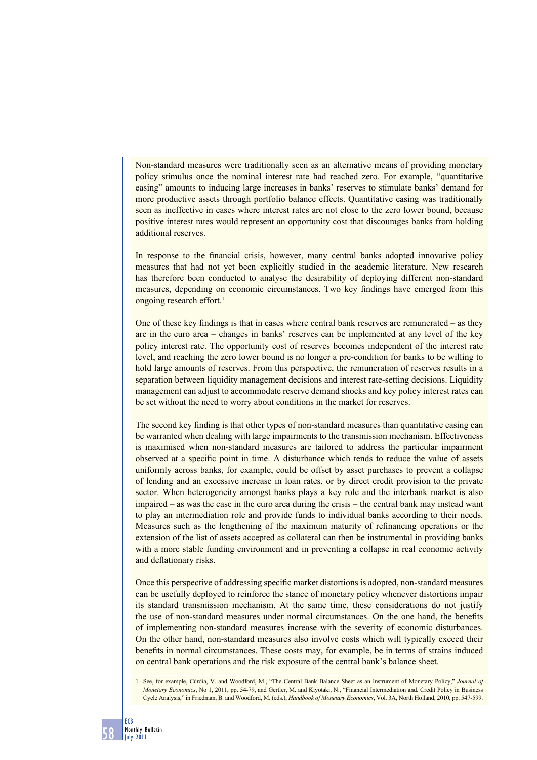Non-standard measures were traditionally seen as an alternative means of providing monetary policy stimulus once the nominal interest rate had reached zero. For example, "quantitative easing" amounts to inducing large increases in banks' reserves to stimulate banks' demand for more productive assets through portfolio balance effects. Quantitative easing was traditionally seen as ineffective in cases where interest rates are not close to the zero lower bound, because positive interest rates would represent an opportunity cost that discourages banks from holding additional reserves.

In response to the financial crisis, however, many central banks adopted innovative policy measures that had not yet been explicitly studied in the academic literature. New research has therefore been conducted to analyse the desirability of deploying different non-standard measures, depending on economic circumstances. Two key findings have emerged from this ongoing research effort.[1]

One of these key findings is that in cases where central bank reserves are remunerated – as they are in the euro area – changes in banks' reserves can be implemented at any level of the key policy interest rate. The opportunity cost of reserves becomes independent of the interest rate level, and reaching the zero lower bound is no longer a pre-condition for banks to be willing to hold large amounts of reserves. From this perspective, the remuneration of reserves results in a separation between liquidity management decisions and interest rate-setting decisions. Liquidity management can adjust to accommodate reserve demand shocks and key policy interest rates can be set without the need to worry about conditions in the market for reserves.

The second key finding is that other types of non-standard measures than quantitative easing can be warranted when dealing with large impairments to the transmission mechanism. Effectiveness is maximised when non-standard measures are tailored to address the particular impairment observed at a specific point in time. A disturbance which tends to reduce the value of assets uniformly across banks, for example, could be offset by asset purchases to prevent a collapse of lending and an excessive increase in loan rates, or by direct credit provision to the private sector. When heterogeneity amongst banks plays a key role and the interbank market is also impaired – as was the case in the euro area during the crisis – the central bank may instead want to play an intermediation role and provide funds to individual banks according to their needs. Measures such as the lengthening of the maximum maturity of refinancing operations or the extension of the list of assets accepted as collateral can then be instrumental in providing banks with a more stable funding environment and in preventing a collapse in real economic activity and deflationary risks.

Once this perspective of addressing specific market distortions is adopted, non-standard measures can be usefully deployed to reinforce the stance of monetary policy whenever distortions impair its standard transmission mechanism. At the same time, these considerations do not justify the use of non-standard measures under normal circumstances. On the one hand, the benefits of implementing non-standard measures increase with the severity of economic disturbances. On the other hand, non-standard measures also involve costs which will typically exceed their benefits in normal circumstances. These costs may, for example, be in terms of strains induced on central bank operations and the risk exposure of the central bank's balance sheet.

1 See, for example, Cúrdia, V. and Woodford, M., "The Central Bank Balance Sheet as an Instrument of Monetary Policy," *Journal of Monetary Economics*, No 1, 2011, pp. 54-79, and Gertler, M. and Kiyotaki, N., "Financial Intermediation and. Credit Policy in Business Cycle Analysis," in Friedman, B. and Woodford, M. (eds.), *Handbook of Monetary Economics*, Vol. 3A, North Holland, 2010, pp. 547-599.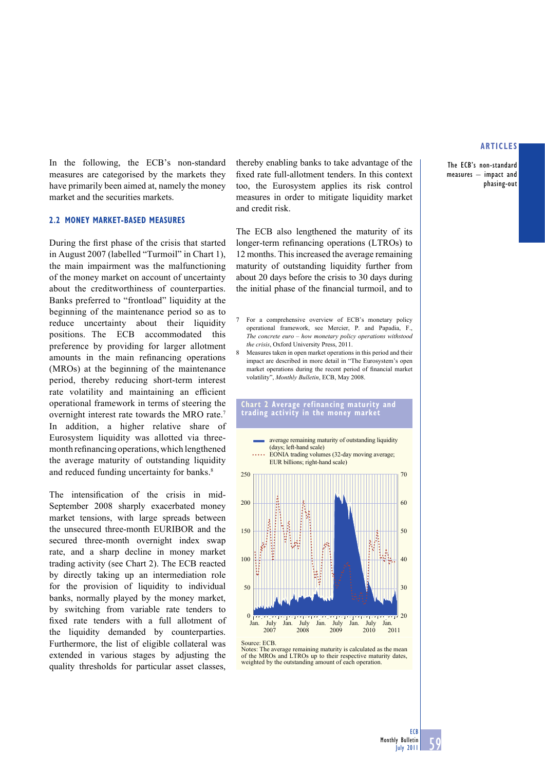In the following, the ECB's non-standard measures are categorised by the markets they have primarily been aimed at, namely the money market and the securities markets.

### 2.2 MONEY MARKET-BASED MEASURES

During the first phase of the crisis that started in August 2007 (labelled "Turmoil" in Chart 1), the main impairment was the malfunctioning of the money market on account of uncertainty about the creditworthiness of counterparties. Banks preferred to "frontload" liquidity at the beginning of the maintenance period so as to reduce uncertainty about their liquidity positions. The ECB accommodated this preference by providing for larger allotment amounts in the main refinancing operations (MROs) at the beginning of the maintenance period, thereby reducing short-term interest rate volatility and maintaining an efficient operational framework in terms of steering the overnight interest rate towards the MRO rate.[7] In addition, a higher relative share of Eurosystem liquidity was allotted via three-month refinancing operations, which lengthened the average maturity of outstanding liquidity and reduced funding uncertainty for banks.[8]

The intensification of the crisis in mid-September 2008 sharply exacerbated money market tensions, with large spreads between the unsecured three-month EURIBOR and the secured three-month overnight index swap rate, and a sharp decline in money market trading activity (see Chart 2). The ECB reacted by directly taking up an intermediation role for the provision of liquidity to individual banks, normally played by the money market, by switching from variable rate tenders to fixed rate tenders with a full allotment of the liquidity demanded by counterparties. Furthermore, the list of eligible collateral was extended in various stages by adjusting the quality thresholds for particular asset classes, thereby enabling banks to take advantage of the fixed rate full-allotment tenders. In this context too, the Eurosystem applies its risk control measures in order to mitigate liquidity market and credit risk.

The ECB also lengthened the maturity of its longer-term refinancing operations (LTROs) to 12 months. This increased the average remaining maturity of outstanding liquidity further from about 20 days before the crisis to 30 days during the initial phase of the financial turmoil, and to

7 For a comprehensive overview of ECB's monetary policy operational framework, see Mercier, P. and Papadia, F., *The concrete euro – how monetary policy operations withstood the crisis*, Oxford University Press, 2011.

8 Measures taken in open market operations in this period and their impact are described in more detail in "The Eurosystem's open market operations during the recent period of financial market volatility", *Monthly Bulletin*, ECB, May 2008.

**Chart 2 Average refinancing maturity and trading activity in the money market**

- average remaining maturity of outstanding liquidity (days; left-hand scale)
- EONIA trading volumes (32-day moving average; EUR billions; right-hand scale)

Source: ECB.
Notes: The average remaining maturity is calculated as the mean of the MROs and LTROs up to their respective maturity dates, weighted by the outstanding amount of each operation.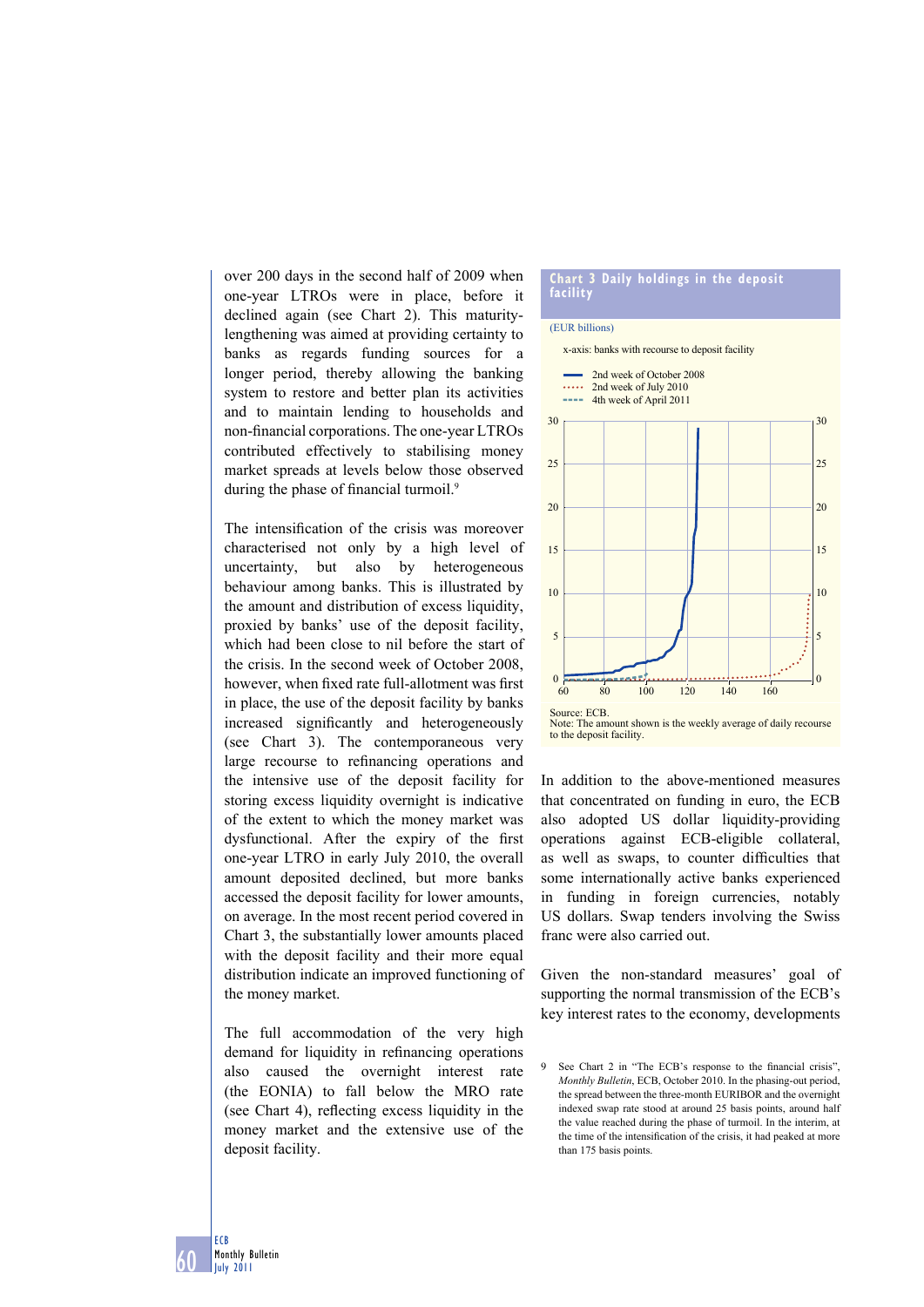over 200 days in the second half of 2009 when one-year LTROs were in place, before it declined again (see Chart 2). This maturity-lengthening was aimed at providing certainty to banks as regards funding sources for a longer period, thereby allowing the banking system to restore and better plan its activities and to maintain lending to households and non-financial corporations. The one-year LTROs contributed effectively to stabilising money market spreads at levels below those observed during the phase of financial turmoil.[9]

The intensification of the crisis was moreover characterised not only by a high level of uncertainty, but also by heterogeneous behaviour among banks. This is illustrated by the amount and distribution of excess liquidity, proxied by banks' use of the deposit facility, which had been close to nil before the start of the crisis. In the second week of October 2008, however, when fixed rate full-allotment was first in place, the use of the deposit facility by banks increased significantly and heterogeneously (see Chart 3). The contemporaneous very large recourse to refinancing operations and the intensive use of the deposit facility for storing excess liquidity overnight is indicative of the extent to which the money market was dysfunctional. After the expiry of the first one-year LTRO in early July 2010, the overall amount deposited declined, but more banks accessed the deposit facility for lower amounts, on average. In the most recent period covered in Chart 3, the substantially lower amounts placed with the deposit facility and their more equal distribution indicate an improved functioning of the money market.

The full accommodation of the very high demand for liquidity in refinancing operations also caused the overnight interest rate (the EONIA) to fall below the MRO rate (see Chart 4), reflecting excess liquidity in the money market and the extensive use of the deposit facility.

**Chart 3 Daily holdings in the deposit facility**

(EUR billions)

x-axis: banks with recourse to deposit facility

- 2nd week of October 2008
- 2nd week of July 2010
- 4th week of April 2011

Source: ECB.
Note: The amount shown is the weekly average of daily recourse to the deposit facility.

In addition to the above-mentioned measures that concentrated on funding in euro, the ECB also adopted US dollar liquidity-providing operations against ECB-eligible collateral, as well as swaps, to counter difficulties that some internationally active banks experienced in funding in foreign currencies, notably US dollars. Swap tenders involving the Swiss franc were also carried out.

Given the non-standard measures' goal of supporting the normal transmission of the ECB's key interest rates to the economy, developments

9 See Chart 2 in "The ECB's response to the financial crisis", *Monthly Bulletin*, ECB, October 2010. In the phasing-out period, the spread between the three-month EURIBOR and the overnight indexed swap rate stood at around 25 basis points, around half the value reached during the phase of turmoil. In the interim, at the time of the intensification of the crisis, it had peaked at more than 175 basis points.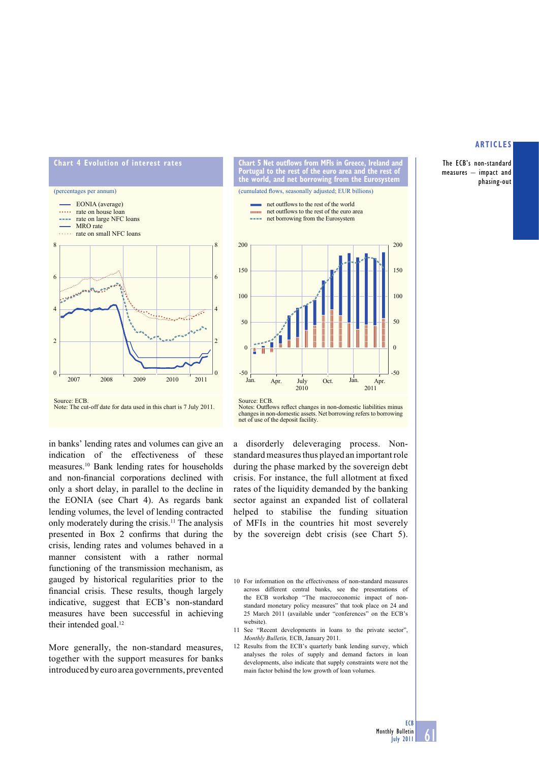**Chart 4 Evolution of interest rates**

(percentages per annum)

- EONIA (average)
- rate on house loan
- rate on large NFC loans
- MRO rate
- rate on small NFC loans

Source: ECB.
Note: The cut-off date for data used in this chart is 7 July 2011.

**Chart 5 Net outflows from MFIs in Greece, Ireland and Portugal to the rest of the euro area and the rest of the world, and net borrowing from the Eurosystem**

(cumulated flows, seasonally adjusted; EUR billions)

- net outflows to the rest of the world
- net outflows to the rest of the euro area
- net borrowing from the Eurosystem

Source: ECB.
Notes: Outflows reflect changes in non-domestic liabilities minus changes in non-domestic assets. Net borrowing refers to borrowing net of use of the deposit facility.

in banks' lending rates and volumes can give an indication of the effectiveness of these measures.[10] Bank lending rates for households and non-financial corporations declined with only a short delay, in parallel to the decline in the EONIA (see Chart 4). As regards bank lending volumes, the level of lending contracted only moderately during the crisis.[11] The analysis presented in Box 2 confirms that during the crisis, lending rates and volumes behaved in a manner consistent with a rather normal functioning of the transmission mechanism, as gauged by historical regularities prior to the financial crisis. These results, though largely indicative, suggest that ECB's non-standard measures have been successful in achieving their intended goal.[12]

More generally, the non-standard measures, together with the support measures for banks introduced by euro area governments, prevented a disorderly deleveraging process. Non-standard measures thus played an important role during the phase marked by the sovereign debt crisis. For instance, the full allotment at fixed rates of the liquidity demanded by the banking sector against an expanded list of collateral helped to stabilise the funding situation of MFIs in the countries hit most severely by the sovereign debt crisis (see Chart 5).

10 For information on the effectiveness of non-standard measures across different central banks, see the presentations of the ECB workshop "The macroeconomic impact of non-standard monetary policy measures" that took place on 24 and 25 March 2011 (available under "conferences" on the ECB's website).

11 See "Recent developments in loans to the private sector", *Monthly Bulletin*, ECB, January 2011.

12 Results from the ECB's quarterly bank lending survey, which analyses the roles of supply and demand factors in loan developments, also indicate that supply constraints were not the main factor behind the low growth of loan volumes.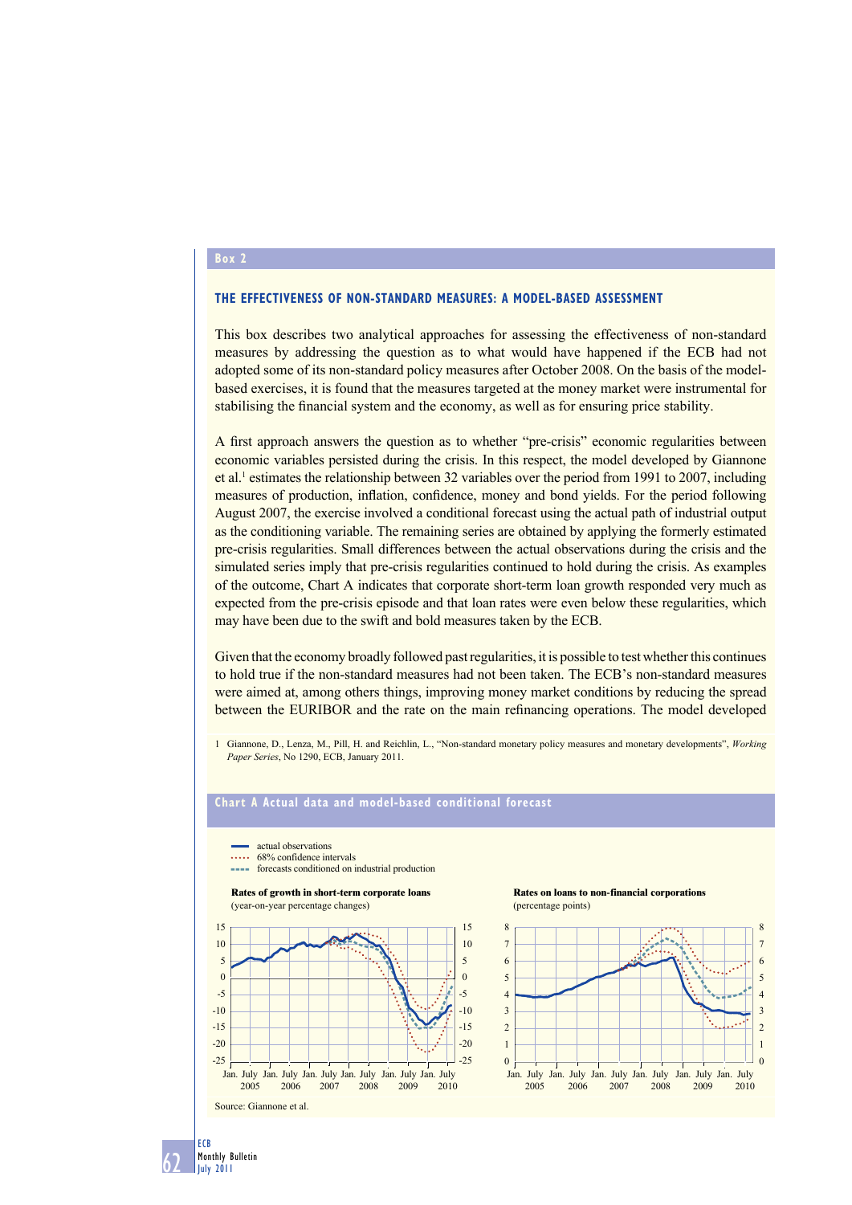## Box 2

### THE EFFECTIVENESS OF NON-STANDARD MEASURES: A MODEL-BASED ASSESSMENT

This box describes two analytical approaches for assessing the effectiveness of non-standard measures by addressing the question as to what would have happened if the ECB had not adopted some of its non-standard policy measures after October 2008. On the basis of the model-based exercises, it is found that the measures targeted at the money market were instrumental for stabilising the financial system and the economy, as well as for ensuring price stability.

A first approach answers the question as to whether "pre-crisis" economic regularities between economic variables persisted during the crisis. In this respect, the model developed by Giannone et al.[1] estimates the relationship between 32 variables over the period from 1991 to 2007, including measures of production, inflation, confidence, money and bond yields. For the period following August 2007, the exercise involved a conditional forecast using the actual path of industrial output as the conditioning variable. The remaining series are obtained by applying the formerly estimated pre-crisis regularities. Small differences between the actual observations during the crisis and the simulated series imply that pre-crisis regularities continued to hold during the crisis. As examples of the outcome, Chart A indicates that corporate short-term loan growth responded very much as expected from the pre-crisis episode and that loan rates were even below these regularities, which may have been due to the swift and bold measures taken by the ECB.

Given that the economy broadly followed past regularities, it is possible to test whether this continues to hold true if the non-standard measures had not been taken. The ECB's non-standard measures were aimed at, among others things, improving money market conditions by reducing the spread between the EURIBOR and the rate on the main refinancing operations. The model developed

1 Giannone, D., Lenza, M., Pill, H. and Reichlin, L., "Non-standard monetary policy measures and monetary developments", *Working Paper Series*, No 1290, ECB, January 2011.

**Chart A Actual data and model-based conditional forecast**

- actual observations
- 68% confidence intervals
- forecasts conditioned on industrial production

**Rates of growth in short-term corporate loans**
(year-on-year percentage changes)

**Rates on loans to non-financial corporations**
(percentage points)

Source: Giannone et al.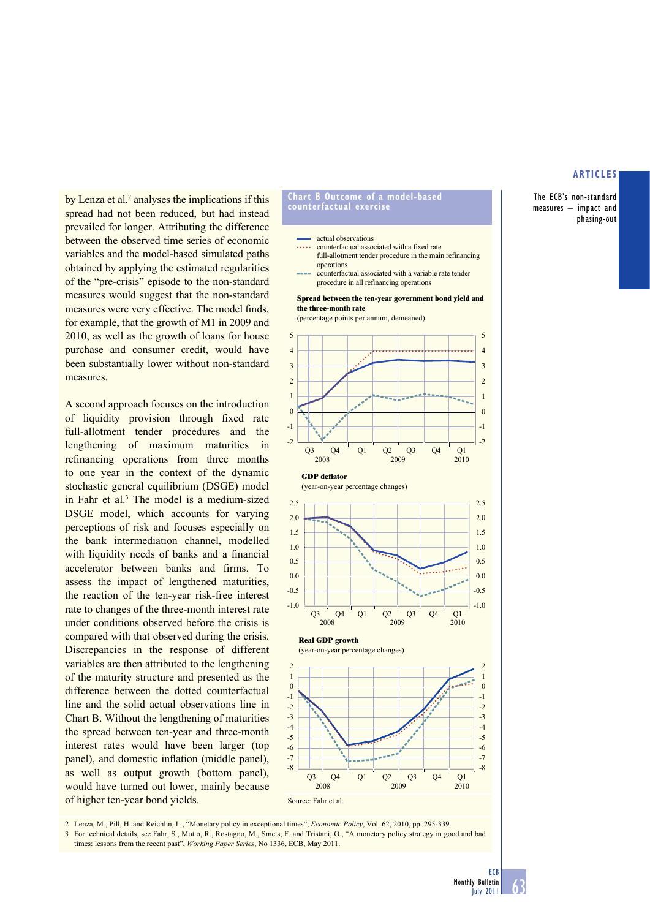by Lenza et al.[2] analyses the implications if this spread had not been reduced, but had instead prevailed for longer. Attributing the difference between the observed time series of economic variables and the model-based simulated paths obtained by applying the estimated regularities of the "pre-crisis" episode to the non-standard measures would suggest that the non-standard measures were very effective. The model finds, for example, that the growth of M1 in 2009 and 2010, as well as the growth of loans for house purchase and consumer credit, would have been substantially lower without non-standard measures.

A second approach focuses on the introduction of liquidity provision through fixed rate full-allotment tender procedures and the lengthening of maximum maturities in refinancing operations from three months to one year in the context of the dynamic stochastic general equilibrium (DSGE) model in Fahr et al.[3] The model is a medium-sized DSGE model, which accounts for varying perceptions of risk and focuses especially on the bank intermediation channel, modelled with liquidity needs of banks and a financial accelerator between banks and firms. To assess the impact of lengthened maturities, the reaction of the ten-year risk-free interest rate to changes of the three-month interest rate under conditions observed before the crisis is compared with that observed during the crisis. Discrepancies in the response of different variables are then attributed to the lengthening of the maturity structure and presented as the difference between the dotted counterfactual line and the solid actual observations line in Chart B. Without the lengthening of maturities the spread between ten-year and three-month interest rates would have been larger (top panel), and domestic inflation (middle panel), as well as output growth (bottom panel), would have turned out lower, mainly because of higher ten-year bond yields.

**Chart B Outcome of a model-based counterfactual exercise**

- actual observations
- counterfactual associated with a fixed rate full-allotment tender procedure in the main refinancing operations
- counterfactual associated with a variable rate tender procedure in all refinancing operations

**Spread between the ten-year government bond yield and the three-month rate**
(percentage points per annum, demeaned)

**GDP deflator**
(year-on-year percentage changes)

**Real GDP growth**
(year-on-year percentage changes)

Source: Fahr et al.

2 Lenza, M., Pill, H. and Reichlin, L., "Monetary policy in exceptional times", *Economic Policy*, Vol. 62, 2010, pp. 295-339.

3 For technical details, see Fahr, S., Motto, R., Rostagno, M., Smets, F. and Tristani, O., "A monetary policy strategy in good and bad times: lessons from the recent past", *Working Paper Series*, No 1336, ECB, May 2011.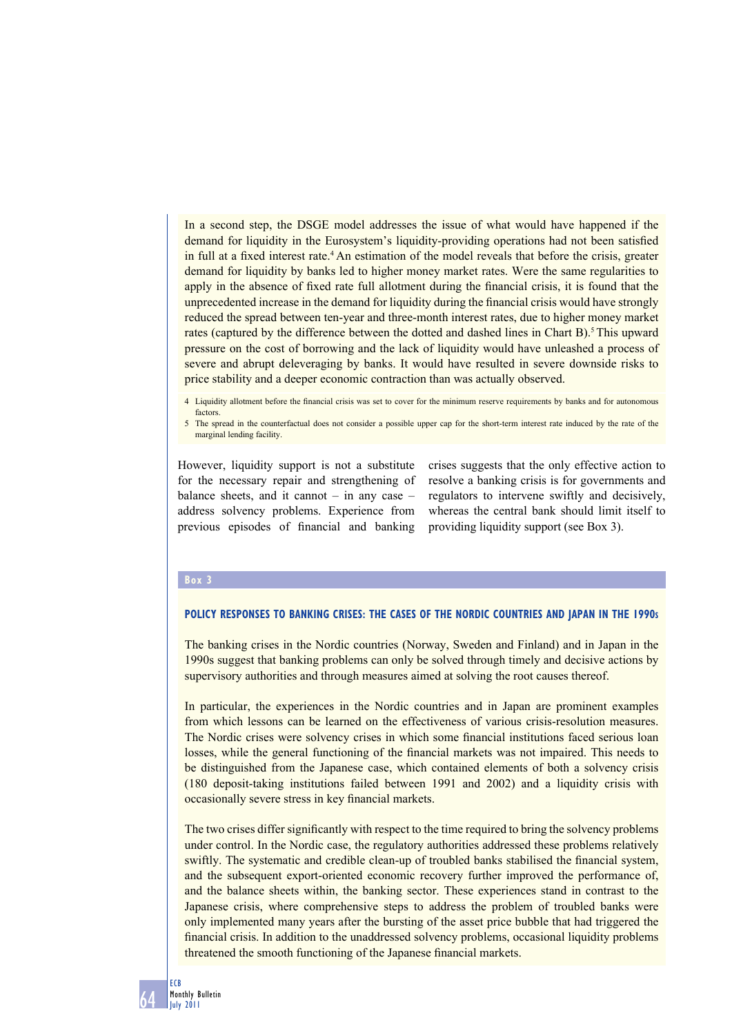In a second step, the DSGE model addresses the issue of what would have happened if the demand for liquidity in the Eurosystem's liquidity-providing operations had not been satisfied in full at a fixed interest rate.[4] An estimation of the model reveals that before the crisis, greater demand for liquidity by banks led to higher money market rates. Were the same regularities to apply in the absence of fixed rate full allotment during the financial crisis, it is found that the unprecedented increase in the demand for liquidity during the financial crisis would have strongly reduced the spread between ten-year and three-month interest rates, due to higher money market rates (captured by the difference between the dotted and dashed lines in Chart B).[5] This upward pressure on the cost of borrowing and the lack of liquidity would have unleashed a process of severe and abrupt deleveraging by banks. It would have resulted in severe downside risks to price stability and a deeper economic contraction than was actually observed.

4 Liquidity allotment before the financial crisis was set to cover for the minimum reserve requirements by banks and for autonomous factors.

5 The spread in the counterfactual does not consider a possible upper cap for the short-term interest rate induced by the rate of the marginal lending facility.

However, liquidity support is not a substitute for the necessary repair and strengthening of balance sheets, and it cannot – in any case – address solvency problems. Experience from previous episodes of financial and banking crises suggests that the only effective action to resolve a banking crisis is for governments and regulators to intervene swiftly and decisively, whereas the central bank should limit itself to providing liquidity support (see Box 3).

**Box 3**

### POLICY RESPONSES TO BANKING CRISES: THE CASES OF THE NORDIC COUNTRIES AND JAPAN IN THE 1990s

The banking crises in the Nordic countries (Norway, Sweden and Finland) and in Japan in the 1990s suggest that banking problems can only be solved through timely and decisive actions by supervisory authorities and through measures aimed at solving the root causes thereof.

In particular, the experiences in the Nordic countries and in Japan are prominent examples from which lessons can be learned on the effectiveness of various crisis-resolution measures. The Nordic crises were solvency crises in which some financial institutions faced serious loan losses, while the general functioning of the financial markets was not impaired. This needs to be distinguished from the Japanese case, which contained elements of both a solvency crisis (180 deposit-taking institutions failed between 1991 and 2002) and a liquidity crisis with occasionally severe stress in key financial markets.

The two crises differ significantly with respect to the time required to bring the solvency problems under control. In the Nordic case, the regulatory authorities addressed these problems relatively swiftly. The systematic and credible clean-up of troubled banks stabilised the financial system, and the subsequent export-oriented economic recovery further improved the performance of, and the balance sheets within, the banking sector. These experiences stand in contrast to the Japanese crisis, where comprehensive steps to address the problem of troubled banks were only implemented many years after the bursting of the asset price bubble that had triggered the financial crisis. In addition to the unaddressed solvency problems, occasional liquidity problems threatened the smooth functioning of the Japanese financial markets.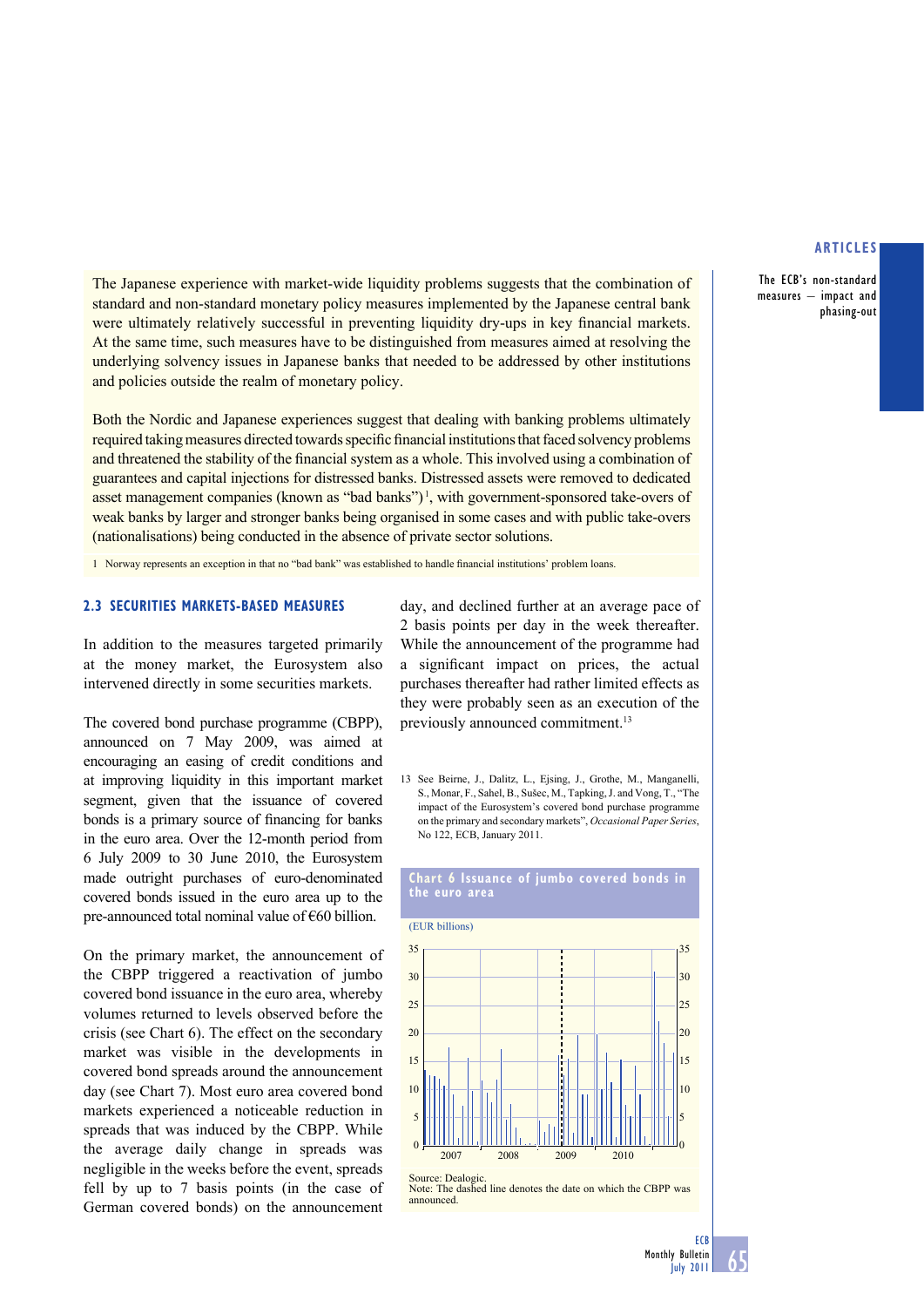The Japanese experience with market-wide liquidity problems suggests that the combination of standard and non-standard monetary policy measures implemented by the Japanese central bank were ultimately relatively successful in preventing liquidity dry-ups in key financial markets. At the same time, such measures have to be distinguished from measures aimed at resolving the underlying solvency issues in Japanese banks that needed to be addressed by other institutions and policies outside the realm of monetary policy.

Both the Nordic and Japanese experiences suggest that dealing with banking problems ultimately required taking measures directed towards specific financial institutions that faced solvency problems and threatened the stability of the financial system as a whole. This involved using a combination of guarantees and capital injections for distressed banks. Distressed assets were removed to dedicated asset management companies (known as "bad banks")[1], with government-sponsored take-overs of weak banks by larger and stronger banks being organised in some cases and with public take-overs (nationalisations) being conducted in the absence of private sector solutions.

1 Norway represents an exception in that no "bad bank" was established to handle financial institutions' problem loans.

## 2.3 SECURITIES MARKETS-BASED MEASURES

In addition to the measures targeted primarily at the money market, the Eurosystem also intervened directly in some securities markets.

The covered bond purchase programme (CBPP), announced on 7 May 2009, was aimed at encouraging an easing of credit conditions and at improving liquidity in this important market segment, given that the issuance of covered bonds is a primary source of financing for banks in the euro area. Over the 12-month period from 6 July 2009 to 30 June 2010, the Eurosystem made outright purchases of euro-denominated covered bonds issued in the euro area up to the pre-announced total nominal value of €60 billion.

On the primary market, the announcement of the CBPP triggered a reactivation of jumbo covered bond issuance in the euro area, whereby volumes returned to levels observed before the crisis (see Chart 6). The effect on the secondary market was visible in the developments in covered bond spreads around the announcement day (see Chart 7). Most euro area covered bond markets experienced a noticeable reduction in spreads that was induced by the CBPP. While the average daily change in spreads was negligible in the weeks before the event, spreads fell by up to 7 basis points (in the case of German covered bonds) on the announcement day, and declined further at an average pace of 2 basis points per day in the week thereafter. While the announcement of the programme had a significant impact on prices, the actual purchases thereafter had rather limited effects as they were probably seen as an execution of the previously announced commitment.[13]

13 See Beirne, J., Dalitz, L., Ejsing, J., Grothe, M., Manganelli, S., Monar, F., Sahel, B., Sušec, M., Tapking, J. and Vong, T., "The impact of the Eurosystem's covered bond purchase programme on the primary and secondary markets", *Occasional Paper Series*, No 122, ECB, January 2011.

**Chart 6 Issuance of jumbo covered bonds in the euro area**

(EUR billions)

Source: Dealogic.
Note: The dashed line denotes the date on which the CBPP was announced.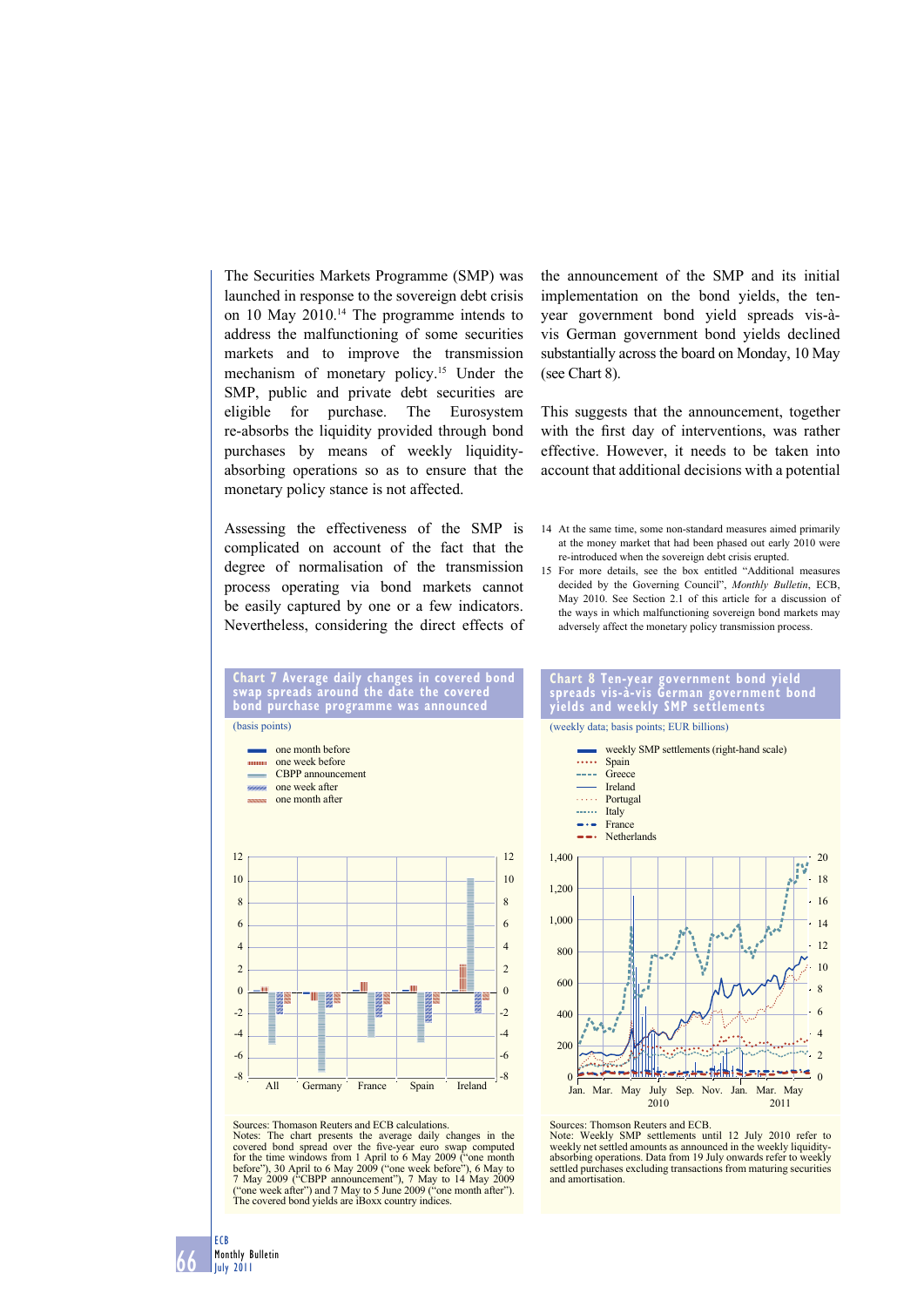The Securities Markets Programme (SMP) was launched in response to the sovereign debt crisis on 10 May 2010.[14] The programme intends to address the malfunctioning of some securities markets and to improve the transmission mechanism of monetary policy.[15] Under the SMP, public and private debt securities are eligible for purchase. The Eurosystem re-absorbs the liquidity provided through bond purchases by means of weekly liquidity-absorbing operations so as to ensure that the monetary policy stance is not affected.

Assessing the effectiveness of the SMP is complicated on account of the fact that the degree of normalisation of the transmission process operating via bond markets cannot be easily captured by one or a few indicators. Nevertheless, considering the direct effects of the announcement of the SMP and its initial implementation on the bond yields, the ten-year government bond yield spreads vis-à-vis German government bond yields declined substantially across the board on Monday, 10 May (see Chart 8).

This suggests that the announcement, together with the first day of interventions, was rather effective. However, it needs to be taken into account that additional decisions with a potential

14 At the same time, some non-standard measures aimed primarily at the money market that had been phased out early 2010 were re-introduced when the sovereign debt crisis erupted.

15 For more details, see the box entitled "Additional measures decided by the Governing Council", *Monthly Bulletin*, ECB, May 2010. See Section 2.1 of this article for a discussion of the ways in which malfunctioning sovereign bond markets may adversely affect the monetary policy transmission process.

**Chart 7 Average daily changes in covered bond swap spreads around the date the covered bond purchase programme was announced**

(basis points)

Legend: one month before; one week before; CBPP announcement; one week after; one month after

Categories: All, Germany, France, Spain, Ireland

Sources: Thomason Reuters and ECB calculations.
Notes: The chart presents the average daily changes in the covered bond spread over the five-year euro swap computed for the time windows from 1 April to 6 May 2009 ("one month before"), 30 April to 6 May 2009 ("one week before"), 6 May to 7 May 2009 ("CBPP announcement"), 7 May to 14 May 2009 ("one week after") and 7 May to 5 June 2009 ("one month after"). The covered bond yields are iBoxx country indices.

**Chart 8 Ten-year government bond yield spreads vis-à-vis German government bond yields and weekly SMP settlements**

(weekly data; basis points; EUR billions)

Legend: weekly SMP settlements (right-hand scale); Spain; Greece; Ireland; Portugal; Italy; France; Netherlands

Sources: Thomson Reuters and ECB.
Note: Weekly SMP settlements until 12 July 2010 refer to weekly net settled amounts as announced in the weekly liquidity-absorbing operations. Data from 19 July onwards refer to weekly settled purchases excluding transactions from maturing securities and amortisation.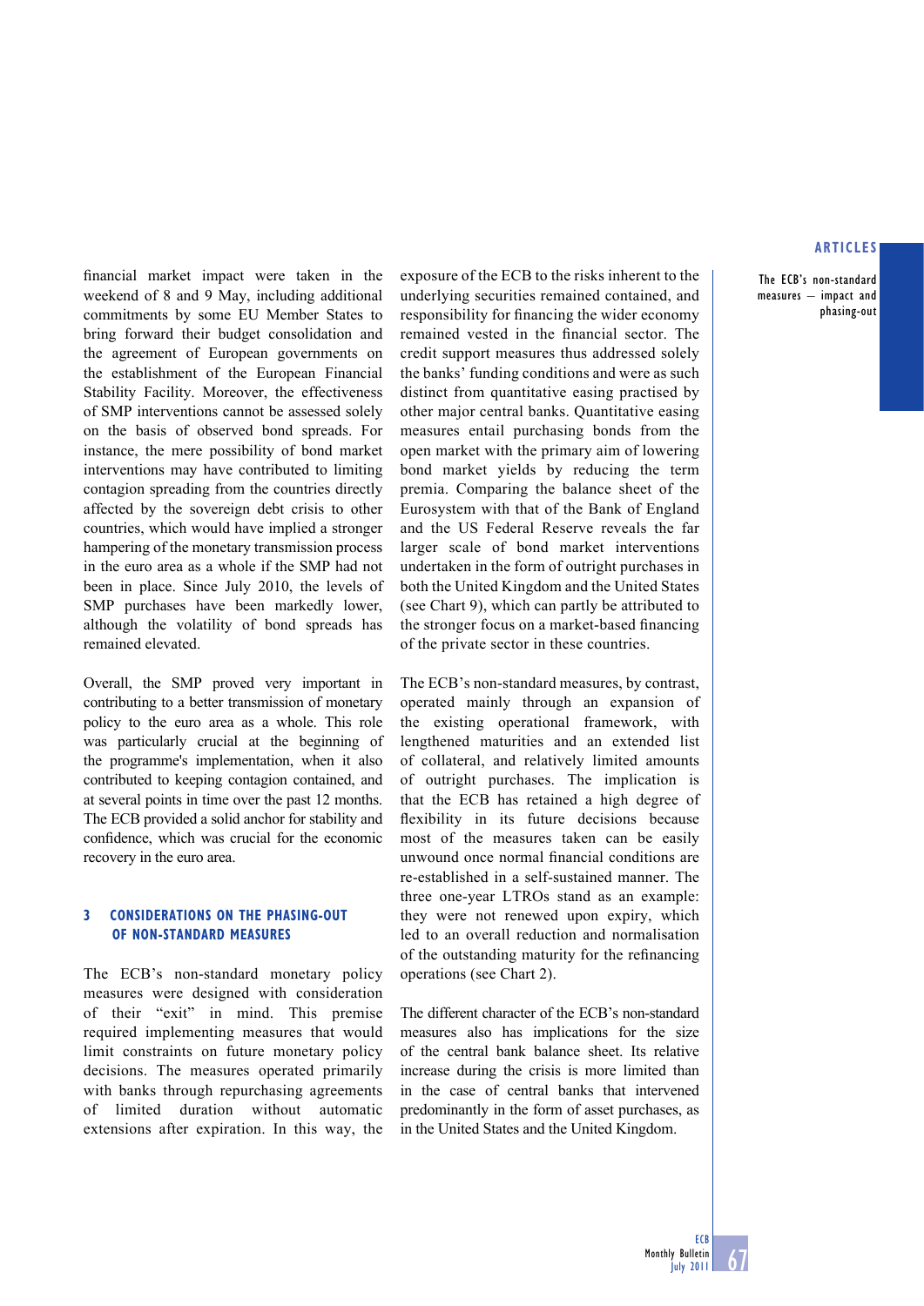financial market impact were taken in the weekend of 8 and 9 May, including additional commitments by some EU Member States to bring forward their budget consolidation and the agreement of European governments on the establishment of the European Financial Stability Facility. Moreover, the effectiveness of SMP interventions cannot be assessed solely on the basis of observed bond spreads. For instance, the mere possibility of bond market interventions may have contributed to limiting contagion spreading from the countries directly affected by the sovereign debt crisis to other countries, which would have implied a stronger hampering of the monetary transmission process in the euro area as a whole if the SMP had not been in place. Since July 2010, the levels of SMP purchases have been markedly lower, although the volatility of bond spreads has remained elevated.

Overall, the SMP proved very important in contributing to a better transmission of monetary policy to the euro area as a whole. This role was particularly crucial at the beginning of the programme's implementation, when it also contributed to keeping contagion contained, and at several points in time over the past 12 months. The ECB provided a solid anchor for stability and confidence, which was crucial for the economic recovery in the euro area.

## 3 CONSIDERATIONS ON THE PHASING-OUT OF NON-STANDARD MEASURES

The ECB's non-standard monetary policy measures were designed with consideration of their "exit" in mind. This premise required implementing measures that would limit constraints on future monetary policy decisions. The measures operated primarily with banks through repurchasing agreements of limited duration without automatic extensions after expiration. In this way, the exposure of the ECB to the risks inherent to the underlying securities remained contained, and responsibility for financing the wider economy remained vested in the financial sector. The credit support measures thus addressed solely the banks' funding conditions and were as such distinct from quantitative easing practised by other major central banks. Quantitative easing measures entail purchasing bonds from the open market with the primary aim of lowering bond market yields by reducing the term premia. Comparing the balance sheet of the Eurosystem with that of the Bank of England and the US Federal Reserve reveals the far larger scale of bond market interventions undertaken in the form of outright purchases in both the United Kingdom and the United States (see Chart 9), which can partly be attributed to the stronger focus on a market-based financing of the private sector in these countries.

The ECB's non-standard measures, by contrast, operated mainly through an expansion of the existing operational framework, with lengthened maturities and an extended list of collateral, and relatively limited amounts of outright purchases. The implication is that the ECB has retained a high degree of flexibility in its future decisions because most of the measures taken can be easily unwound once normal financial conditions are re-established in a self-sustained manner. The three one-year LTROs stand as an example: they were not renewed upon expiry, which led to an overall reduction and normalisation of the outstanding maturity for the refinancing operations (see Chart 2).

The different character of the ECB's non-standard measures also has implications for the size of the central bank balance sheet. Its relative increase during the crisis is more limited than in the case of central banks that intervened predominantly in the form of asset purchases, as in the United States and the United Kingdom.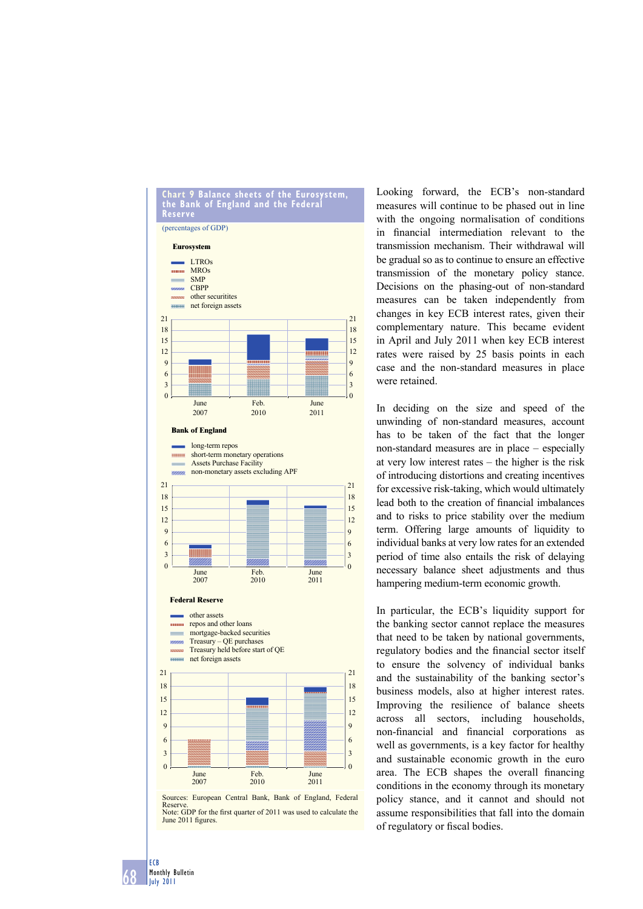**Chart 9 Balance sheets of the Eurosystem, the Bank of England and the Federal Reserve**

(percentages of GDP)

**Eurosystem**

- LTROs
- MROs
- SMP
- CBPP
- other securitites
- net foreign assets

**Bank of England**

- long-term repos
- short-term monetary operations
- Assets Purchase Facility
- non-monetary assets excluding APF

**Federal Reserve**

- other assets
- repos and other loans
- mortgage-backed securities
- Treasury – QE purchases
- Treasury held before start of QE
- net foreign assets

Sources: European Central Bank, Bank of England, Federal Reserve.
Note: GDP for the first quarter of 2011 was used to calculate the June 2011 figures.

Looking forward, the ECB's non-standard measures will continue to be phased out in line with the ongoing normalisation of conditions in financial intermediation relevant to the transmission mechanism. Their withdrawal will be gradual so as to continue to ensure an effective transmission of the monetary policy stance. Decisions on the phasing-out of non-standard measures can be taken independently from changes in key ECB interest rates, given their complementary nature. This became evident in April and July 2011 when key ECB interest rates were raised by 25 basis points in each case and the non-standard measures in place were retained.

In deciding on the size and speed of the unwinding of non-standard measures, account has to be taken of the fact that the longer non-standard measures are in place – especially at very low interest rates – the higher is the risk of introducing distortions and creating incentives for excessive risk-taking, which would ultimately lead both to the creation of financial imbalances and to risks to price stability over the medium term. Offering large amounts of liquidity to individual banks at very low rates for an extended period of time also entails the risk of delaying necessary balance sheet adjustments and thus hampering medium-term economic growth.

In particular, the ECB's liquidity support for the banking sector cannot replace the measures that need to be taken by national governments, regulatory bodies and the financial sector itself to ensure the solvency of individual banks and the sustainability of the banking sector's business models, also at higher interest rates. Improving the resilience of balance sheets across all sectors, including households, non-financial and financial corporations as well as governments, is a key factor for healthy and sustainable economic growth in the euro area. The ECB shapes the overall financing conditions in the economy through its monetary policy stance, and it cannot and should not assume responsibilities that fall into the domain of regulatory or fiscal bodies.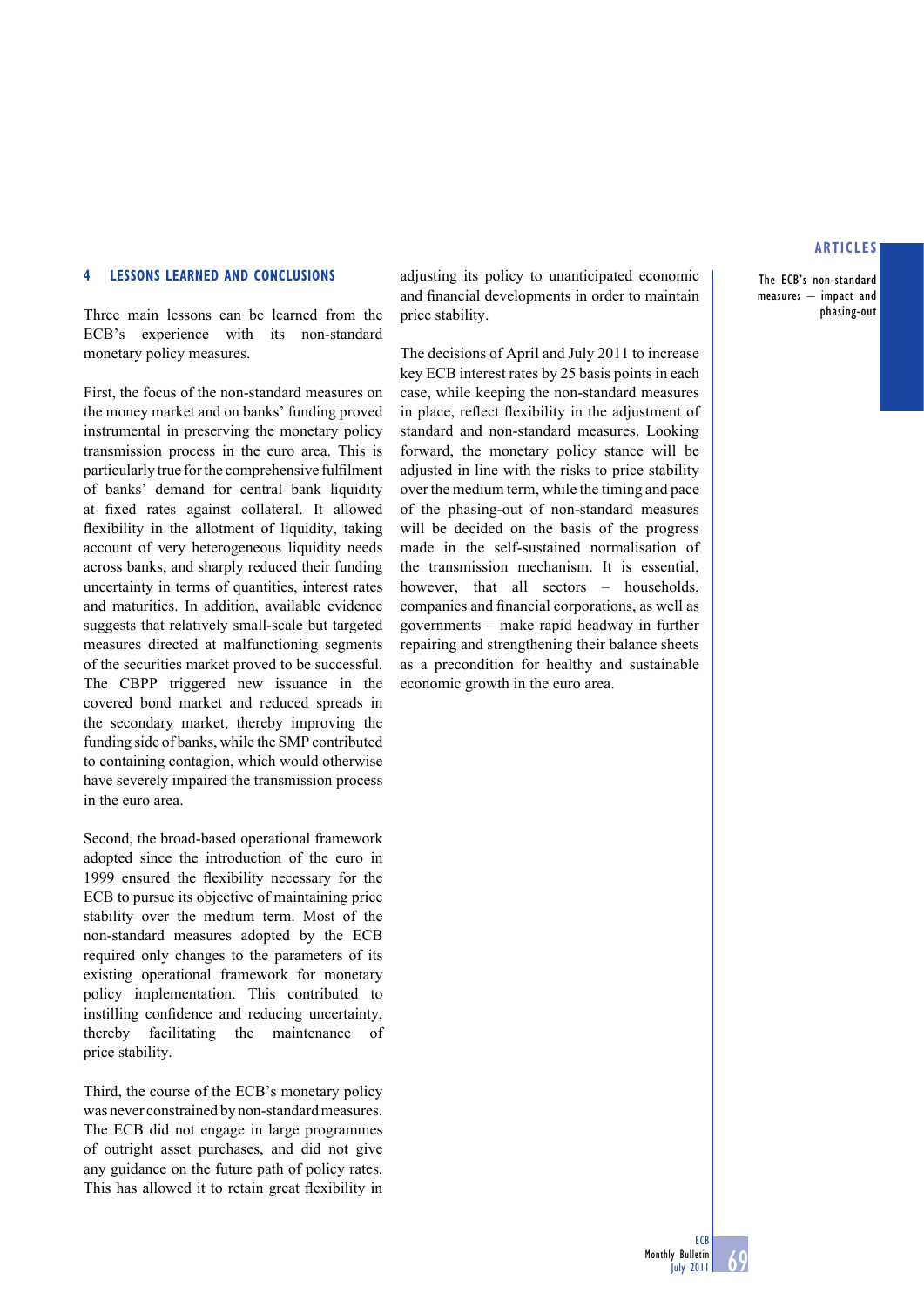## 4 LESSONS LEARNED AND CONCLUSIONS

Three main lessons can be learned from the ECB's experience with its non-standard monetary policy measures.

First, the focus of the non-standard measures on the money market and on banks' funding proved instrumental in preserving the monetary policy transmission process in the euro area. This is particularly true for the comprehensive fulfilment of banks' demand for central bank liquidity at fixed rates against collateral. It allowed flexibility in the allotment of liquidity, taking account of very heterogeneous liquidity needs across banks, and sharply reduced their funding uncertainty in terms of quantities, interest rates and maturities. In addition, available evidence suggests that relatively small-scale but targeted measures directed at malfunctioning segments of the securities market proved to be successful. The CBPP triggered new issuance in the covered bond market and reduced spreads in the secondary market, thereby improving the funding side of banks, while the SMP contributed to containing contagion, which would otherwise have severely impaired the transmission process in the euro area.

Second, the broad-based operational framework adopted since the introduction of the euro in 1999 ensured the flexibility necessary for the ECB to pursue its objective of maintaining price stability over the medium term. Most of the non-standard measures adopted by the ECB required only changes to the parameters of its existing operational framework for monetary policy implementation. This contributed to instilling confidence and reducing uncertainty, thereby facilitating the maintenance of price stability.

Third, the course of the ECB's monetary policy was never constrained by non-standard measures. The ECB did not engage in large programmes of outright asset purchases, and did not give any guidance on the future path of policy rates. This has allowed it to retain great flexibility in adjusting its policy to unanticipated economic and financial developments in order to maintain price stability.

The decisions of April and July 2011 to increase key ECB interest rates by 25 basis points in each case, while keeping the non-standard measures in place, reflect flexibility in the adjustment of standard and non-standard measures. Looking forward, the monetary policy stance will be adjusted in line with the risks to price stability over the medium term, while the timing and pace of the phasing-out of non-standard measures will be decided on the basis of the progress made in the self-sustained normalisation of the transmission mechanism. It is essential, however, that all sectors – households, companies and financial corporations, as well as governments – make rapid headway in further repairing and strengthening their balance sheets as a precondition for healthy and sustainable economic growth in the euro area.